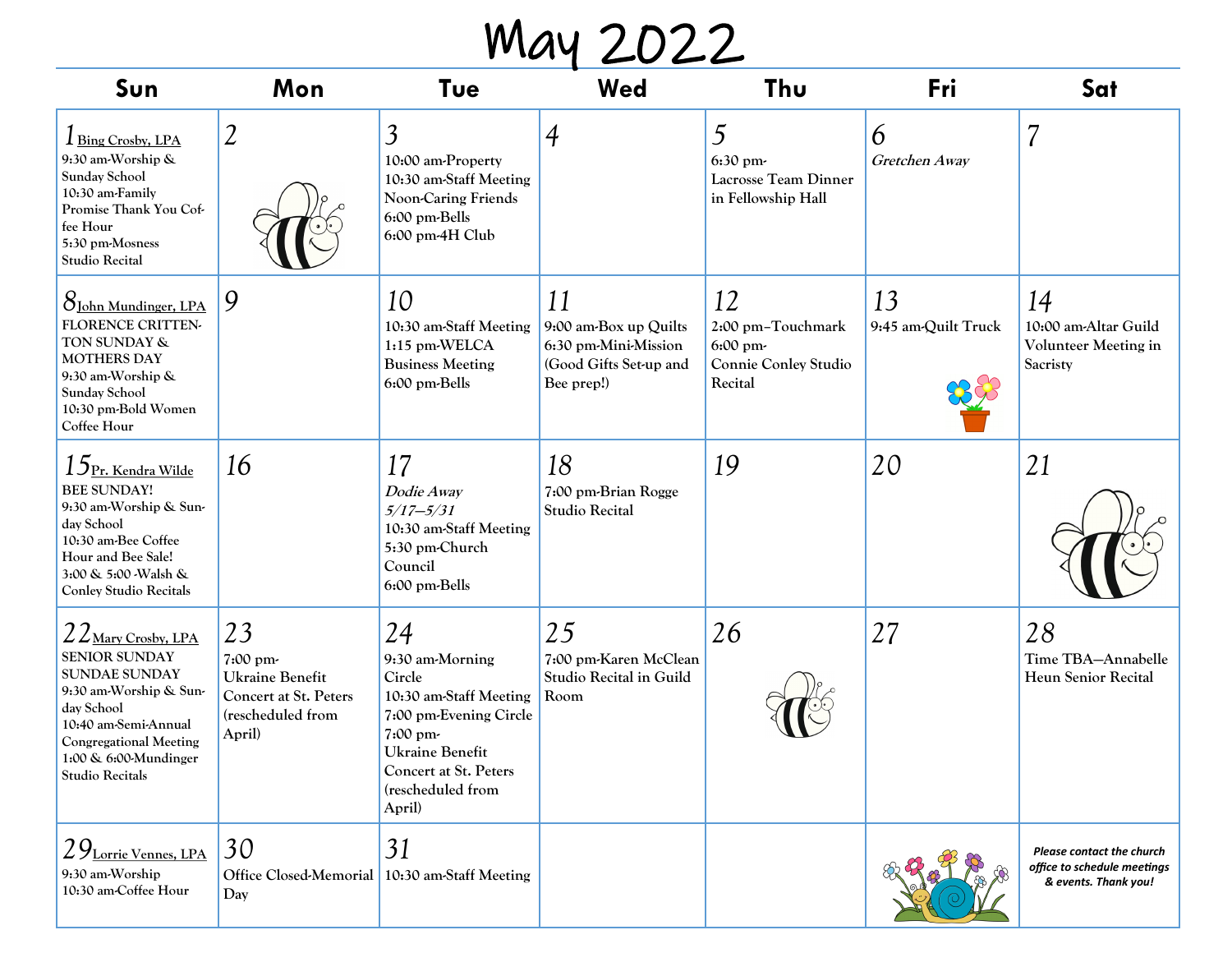# May 2022

| Sun | Mon | Tue | Wed | Thu | Fri | Sat |
|---|---|---|---|---|---|---|
| 1 Bing Crosby, LPA<br>9:30 am-Worship & Sunday School<br>10:30 am-Family Promise Thank You Coffee Hour<br>5:30 pm-Mosness Studio Recital | 2 | 3<br>10:00 am-Property<br>10:30 am-Staff Meeting<br>Noon-Caring Friends<br>6:00 pm-Bells<br>6:00 pm-4H Club | 4 | 5<br>6:30 pm-<br>Lacrosse Team Dinner in Fellowship Hall | 6<br>*Gretchen Away* | 7 |
| 8 John Mundinger, LPA<br>FLORENCE CRITTENTON SUNDAY & MOTHERS DAY<br>9:30 am-Worship & Sunday School<br>10:30 pm-Bold Women Coffee Hour | 9 | 10<br>10:30 am-Staff Meeting<br>1:15 pm-WELCA Business Meeting<br>6:00 pm-Bells | 11<br>9:00 am-Box up Quilts<br>6:30 pm-Mini-Mission (Good Gifts Set-up and Bee prep!) | 12<br>2:00 pm–Touchmark<br>6:00 pm-<br>Connie Conley Studio Recital | 13<br>9:45 am-Quilt Truck | 14<br>10:00 am-Altar Guild Volunteer Meeting in Sacristy |
| 15 Pr. Kendra Wilde<br>BEE SUNDAY!<br>9:30 am-Worship & Sunday School<br>10:30 am-Bee Coffee Hour and Bee Sale!<br>3:00 & 5:00 -Walsh & Conley Studio Recitals | 16 | 17<br>*Dodie Away 5/17—5/31*<br>10:30 am-Staff Meeting<br>5:30 pm-Church Council<br>6:00 pm-Bells | 18<br>7:00 pm-Brian Rogge Studio Recital | 19 | 20 | 21 |
| 22 Mary Crosby, LPA<br>SENIOR SUNDAY<br>SUNDAE SUNDAY<br>9:30 am-Worship & Sunday School<br>10:40 am-Semi-Annual Congregational Meeting<br>1:00 & 6:00-Mundinger Studio Recitals | 23<br>7:00 pm-<br>Ukraine Benefit Concert at St. Peters (rescheduled from April) | 24<br>9:30 am-Morning Circle<br>10:30 am-Staff Meeting<br>7:00 pm-Evening Circle<br>7:00 pm-<br>Ukraine Benefit Concert at St. Peters (rescheduled from April) | 25<br>7:00 pm-Karen McClean Studio Recital in Guild Room | 26 | 27 | 28<br>Time TBA—Annabelle Heun Senior Recital |
| 29 Lorrie Vennes, LPA<br>9:30 am-Worship<br>10:30 am-Coffee Hour | 30<br>Office Closed-Memorial Day | 31<br>10:30 am-Staff Meeting | | | | ***Please contact the church office to schedule meetings & events. Thank you!*** |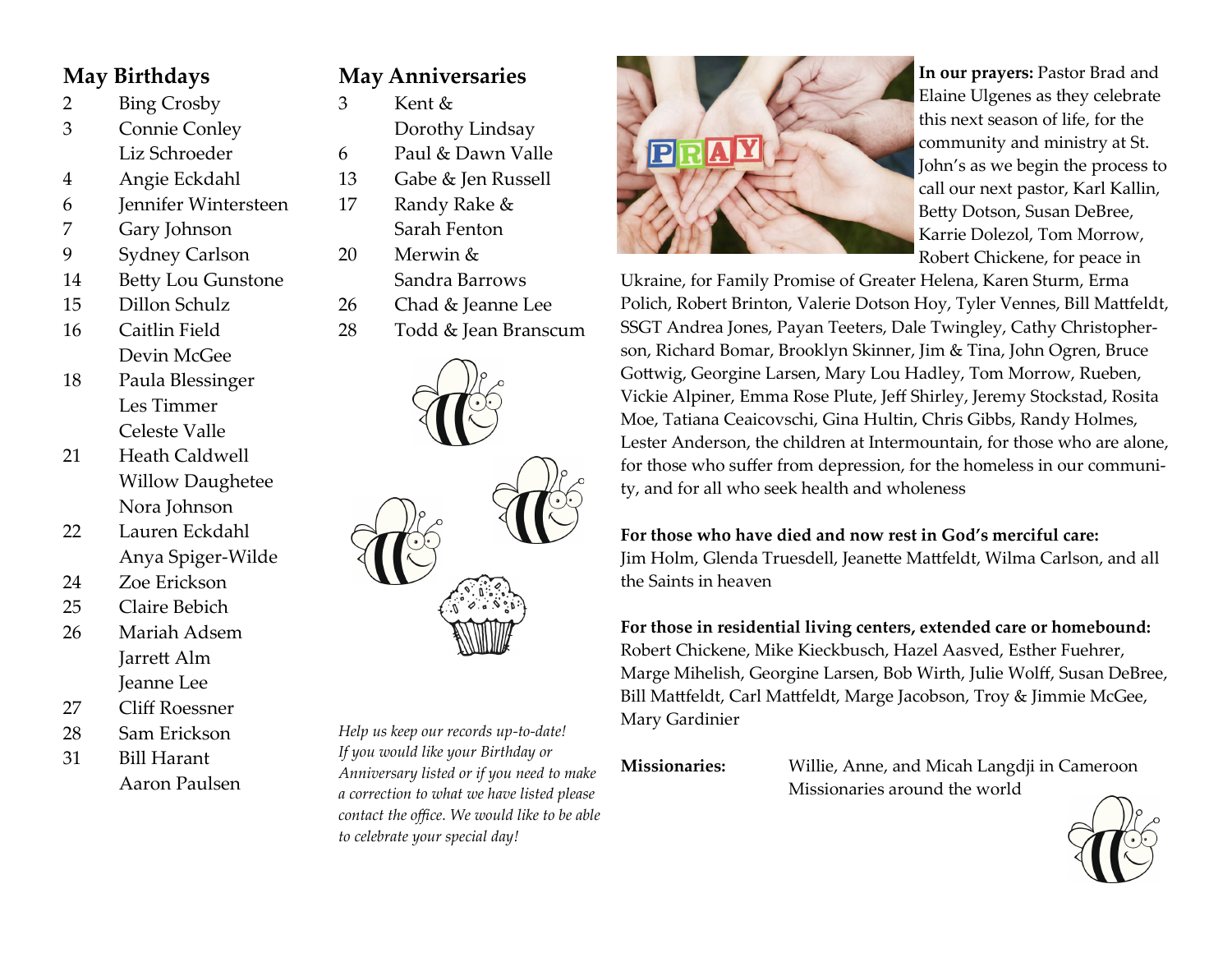## May Birthdays

| | |
|---|---|
| 2 | Bing Crosby |
| 3 | Connie Conley |
| | Liz Schroeder |
| 4 | Angie Eckdahl |
| 6 | Jennifer Wintersteen |
| 7 | Gary Johnson |
| 9 | Sydney Carlson |
| 14 | Betty Lou Gunstone |
| 15 | Dillon Schulz |
| 16 | Caitlin Field |
| | Devin McGee |
| 18 | Paula Blessinger |
| | Les Timmer |
| | Celeste Valle |
| 21 | Heath Caldwell |
| | Willow Daughetee |
| | Nora Johnson |
| 22 | Lauren Eckdahl |
| | Anya Spiger-Wilde |
| 24 | Zoe Erickson |
| 25 | Claire Bebich |
| 26 | Mariah Adsem |
| | Jarrett Alm |
| | Jeanne Lee |
| 27 | Cliff Roessner |
| 28 | Sam Erickson |
| 31 | Bill Harant |
| | Aaron Paulsen |

## May Anniversaries

| | |
|---|---|
| 3 | Kent & Dorothy Lindsay |
| 6 | Paul & Dawn Valle |
| 13 | Gabe & Jen Russell |
| 17 | Randy Rake & Sarah Fenton |
| 20 | Merwin & Sandra Barrows |
| 26 | Chad & Jeanne Lee |
| 28 | Todd & Jean Branscum |

*Help us keep our records up-to-date! If you would like your Birthday or Anniversary listed or if you need to make a correction to what we have listed please contact the office. We would like to be able to celebrate your special day!*

**In our prayers:** Pastor Brad and Elaine Ulgenes as they celebrate this next season of life, for the community and ministry at St. John's as we begin the process to call our next pastor, Karl Kallin, Betty Dotson, Susan DeBree, Karrie Dolezol, Tom Morrow, Robert Chickene, for peace in Ukraine, for Family Promise of Greater Helena, Karen Sturm, Erma Polich, Robert Brinton, Valerie Dotson Hoy, Tyler Vennes, Bill Mattfeldt, SSGT Andrea Jones, Payan Teeters, Dale Twingley, Cathy Christopherson, Richard Bomar, Brooklyn Skinner, Jim & Tina, John Ogren, Bruce Gottwig, Georgine Larsen, Mary Lou Hadley, Tom Morrow, Rueben, Vickie Alpiner, Emma Rose Plute, Jeff Shirley, Jeremy Stockstad, Rosita Moe, Tatiana Ceaicovschi, Gina Hultin, Chris Gibbs, Randy Holmes, Lester Anderson, the children at Intermountain, for those who are alone, for those who suffer from depression, for the homeless in our community, and for all who seek health and wholeness

**For those who have died and now rest in God's merciful care:**
Jim Holm, Glenda Truesdell, Jeanette Mattfeldt, Wilma Carlson, and all the Saints in heaven

**For those in residential living centers, extended care or homebound:**
Robert Chickene, Mike Kieckbusch, Hazel Aasved, Esther Fuehrer, Marge Mihelish, Georgine Larsen, Bob Wirth, Julie Wolff, Susan DeBree, Bill Mattfeldt, Carl Mattfeldt, Marge Jacobson, Troy & Jimmie McGee, Mary Gardinier

**Missionaries:** Willie, Anne, and Micah Langdji in Cameroon
Missionaries around the world